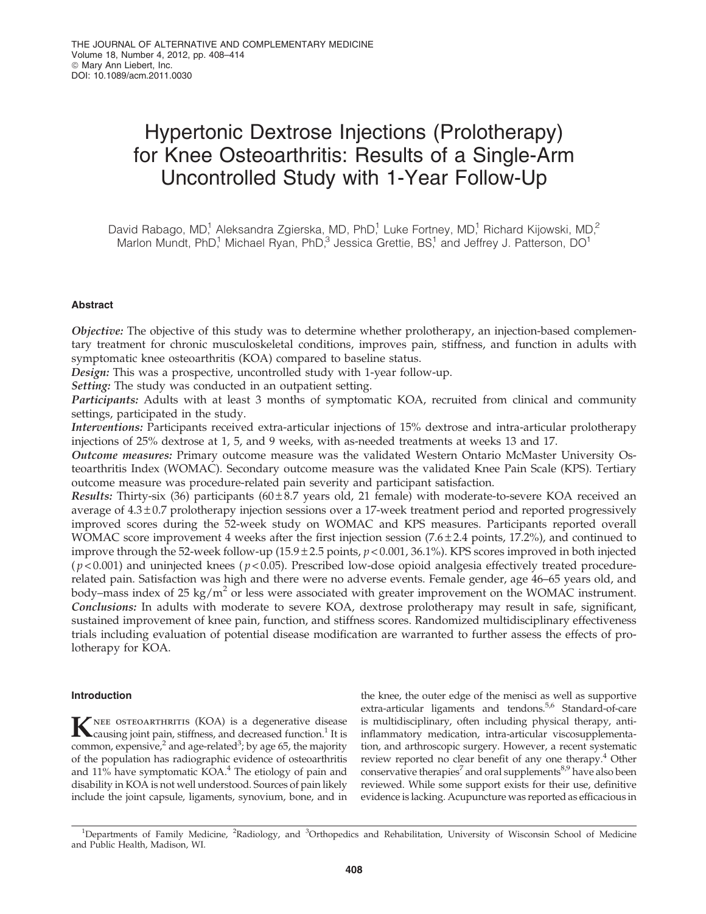# Hypertonic Dextrose Injections (Prolotherapy) for Knee Osteoarthritis: Results of a Single-Arm Uncontrolled Study with 1-Year Follow-Up

David Rabago, MD,[1] Aleksandra Zgierska, MD, PhD,[1] Luke Fortney, MD,[1] Richard Kijowski, MD,[2] Marlon Mundt, PhD,[1] Michael Ryan, PhD,[3] Jessica Grettie, BS,[1] and Jeffrey J. Patterson, DO[1]

## Abstract

***Objective:*** The objective of this study was to determine whether prolotherapy, an injection-based complementary treatment for chronic musculoskeletal conditions, improves pain, stiffness, and function in adults with symptomatic knee osteoarthritis (KOA) compared to baseline status.

***Design:*** This was a prospective, uncontrolled study with 1-year follow-up.

***Setting:*** The study was conducted in an outpatient setting.

***Participants:*** Adults with at least 3 months of symptomatic KOA, recruited from clinical and community settings, participated in the study.

***Interventions:*** Participants received extra-articular injections of 15% dextrose and intra-articular prolotherapy injections of 25% dextrose at 1, 5, and 9 weeks, with as-needed treatments at weeks 13 and 17.

***Outcome measures:*** Primary outcome measure was the validated Western Ontario McMaster University Osteoarthritis Index (WOMAC). Secondary outcome measure was the validated Knee Pain Scale (KPS). Tertiary outcome measure was procedure-related pain severity and participant satisfaction.

***Results:*** Thirty-six (36) participants ($60 \pm 8.7$ years old, 21 female) with moderate-to-severe KOA received an average of $4.3 \pm 0.7$ prolotherapy injection sessions over a 17-week treatment period and reported progressively improved scores during the 52-week study on WOMAC and KPS measures. Participants reported overall WOMAC score improvement 4 weeks after the first injection session ($7.6 \pm 2.4$ points, 17.2%), and continued to improve through the 52-week follow-up ($15.9 \pm 2.5$ points, $p < 0.001$, 36.1%). KPS scores improved in both injected ($p < 0.001$) and uninjected knees ($p < 0.05$). Prescribed low-dose opioid analgesia effectively treated procedure-related pain. Satisfaction was high and there were no adverse events. Female gender, age 46–65 years old, and body–mass index of 25 $kg/m^2$ or less were associated with greater improvement on the WOMAC instrument.

***Conclusions:*** In adults with moderate to severe KOA, dextrose prolotherapy may result in safe, significant, sustained improvement of knee pain, function, and stiffness scores. Randomized multidisciplinary effectiveness trials including evaluation of potential disease modification are warranted to further assess the effects of prolotherapy for KOA.

## Introduction

Knee osteoarthritis (KOA) is a degenerative disease causing joint pain, stiffness, and decreased function.[1] It is common, expensive,[2] and age-related[3]; by age 65, the majority of the population has radiographic evidence of osteoarthritis and 11% have symptomatic KOA.[4] The etiology of pain and disability in KOA is not well understood. Sources of pain likely include the joint capsule, ligaments, synovium, bone, and in the knee, the outer edge of the menisci as well as supportive extra-articular ligaments and tendons.[5,6] Standard-of-care is multidisciplinary, often including physical therapy, anti-inflammatory medication, intra-articular viscosupplementation, and arthroscopic surgery. However, a recent systematic review reported no clear benefit of any one therapy.[4] Other conservative therapies[7] and oral supplements[8,9] have also been reviewed. While some support exists for their use, definitive evidence is lacking. Acupuncture was reported as efficacious in

[1]Departments of Family Medicine, [2]Radiology, and [3]Orthopedics and Rehabilitation, University of Wisconsin School of Medicine and Public Health, Madison, WI.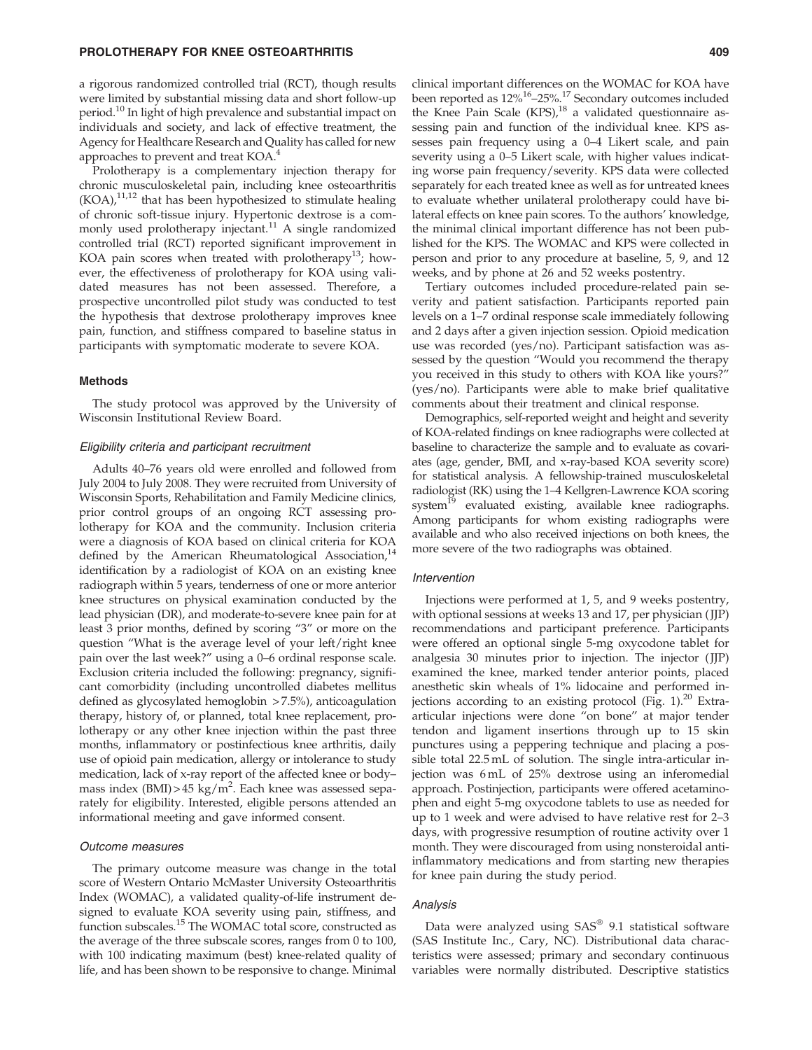a rigorous randomized controlled trial (RCT), though results were limited by substantial missing data and short follow-up period.[10] In light of high prevalence and substantial impact on individuals and society, and lack of effective treatment, the Agency for Healthcare Research and Quality has called for new approaches to prevent and treat KOA.[4]

Prolotherapy is a complementary injection therapy for chronic musculoskeletal pain, including knee osteoarthritis (KOA),[11,12] that has been hypothesized to stimulate healing of chronic soft-tissue injury. Hypertonic dextrose is a commonly used prolotherapy injectant.[11] A single randomized controlled trial (RCT) reported significant improvement in KOA pain scores when treated with prolotherapy[13]; however, the effectiveness of prolotherapy for KOA using validated measures has not been assessed. Therefore, a prospective uncontrolled pilot study was conducted to test the hypothesis that dextrose prolotherapy improves knee pain, function, and stiffness compared to baseline status in participants with symptomatic moderate to severe KOA.

## Methods

The study protocol was approved by the University of Wisconsin Institutional Review Board.

### *Eligibility criteria and participant recruitment*

Adults 40–76 years old were enrolled and followed from July 2004 to July 2008. They were recruited from University of Wisconsin Sports, Rehabilitation and Family Medicine clinics, prior control groups of an ongoing RCT assessing prolotherapy for KOA and the community. Inclusion criteria were a diagnosis of KOA based on clinical criteria for KOA defined by the American Rheumatological Association,[14] identification by a radiologist of KOA on an existing knee radiograph within 5 years, tenderness of one or more anterior knee structures on physical examination conducted by the lead physician (DR), and moderate-to-severe knee pain for at least 3 prior months, defined by scoring "3" or more on the question "What is the average level of your left/right knee pain over the last week?" using a 0–6 ordinal response scale. Exclusion criteria included the following: pregnancy, significant comorbidity (including uncontrolled diabetes mellitus defined as glycosylated hemoglobin >7.5%), anticoagulation therapy, history of, or planned, total knee replacement, prolotherapy or any other knee injection within the past three months, inflammatory or postinfectious knee arthritis, daily use of opioid pain medication, allergy or intolerance to study medication, lack of x-ray report of the affected knee or body–mass index (BMI) > 45 kg/m$^2$. Each knee was assessed separately for eligibility. Interested, eligible persons attended an informational meeting and gave informed consent.

### *Outcome measures*

The primary outcome measure was change in the total score of Western Ontario McMaster University Osteoarthritis Index (WOMAC), a validated quality-of-life instrument designed to evaluate KOA severity using pain, stiffness, and function subscales.[15] The WOMAC total score, constructed as the average of the three subscale scores, ranges from 0 to 100, with 100 indicating maximum (best) knee-related quality of life, and has been shown to be responsive to change. Minimal clinical important differences on the WOMAC for KOA have been reported as 12%[16]–25%.[17] Secondary outcomes included the Knee Pain Scale (KPS),[18] a validated questionnaire assessing pain and function of the individual knee. KPS assesses pain frequency using a 0–4 Likert scale, and pain severity using a 0–5 Likert scale, with higher values indicating worse pain frequency/severity. KPS data were collected separately for each treated knee as well as for untreated knees to evaluate whether unilateral prolotherapy could have bilateral effects on knee pain scores. To the authors' knowledge, the minimal clinical important difference has not been published for the KPS. The WOMAC and KPS were collected in person and prior to any procedure at baseline, 5, 9, and 12 weeks, and by phone at 26 and 52 weeks postentry.

Tertiary outcomes included procedure-related pain severity and patient satisfaction. Participants reported pain levels on a 1–7 ordinal response scale immediately following and 2 days after a given injection session. Opioid medication use was recorded (yes/no). Participant satisfaction was assessed by the question "Would you recommend the therapy you received in this study to others with KOA like yours?" (yes/no). Participants were able to make brief qualitative comments about their treatment and clinical response.

Demographics, self-reported weight and height and severity of KOA-related findings on knee radiographs were collected at baseline to characterize the sample and to evaluate as covariates (age, gender, BMI, and x-ray-based KOA severity score) for statistical analysis. A fellowship-trained musculoskeletal radiologist (RK) using the 1–4 Kellgren-Lawrence KOA scoring system[19] evaluated existing, available knee radiographs. Among participants for whom existing radiographs were available and who also received injections on both knees, the more severe of the two radiographs was obtained.

### *Intervention*

Injections were performed at 1, 5, and 9 weeks postentry, with optional sessions at weeks 13 and 17, per physician (JJP) recommendations and participant preference. Participants were offered an optional single 5-mg oxycodone tablet for analgesia 30 minutes prior to injection. The injector (JJP) examined the knee, marked tender anterior points, placed anesthetic skin wheals of 1% lidocaine and performed injections according to an existing protocol (Fig. 1).[20] Extra-articular injections were done "on bone" at major tender tendon and ligament insertions through up to 15 skin punctures using a peppering technique and placing a possible total 22.5 mL of solution. The single intra-articular injection was 6 mL of 25% dextrose using an inferomedial approach. Postinjection, participants were offered acetaminophen and eight 5-mg oxycodone tablets to use as needed for up to 1 week and were advised to have relative rest for 2–3 days, with progressive resumption of routine activity over 1 month. They were discouraged from using nonsteroidal anti-inflammatory medications and from starting new therapies for knee pain during the study period.

### *Analysis*

Data were analyzed using SAS® 9.1 statistical software (SAS Institute Inc., Cary, NC). Distributional data characteristics were assessed; primary and secondary continuous variables were normally distributed. Descriptive statistics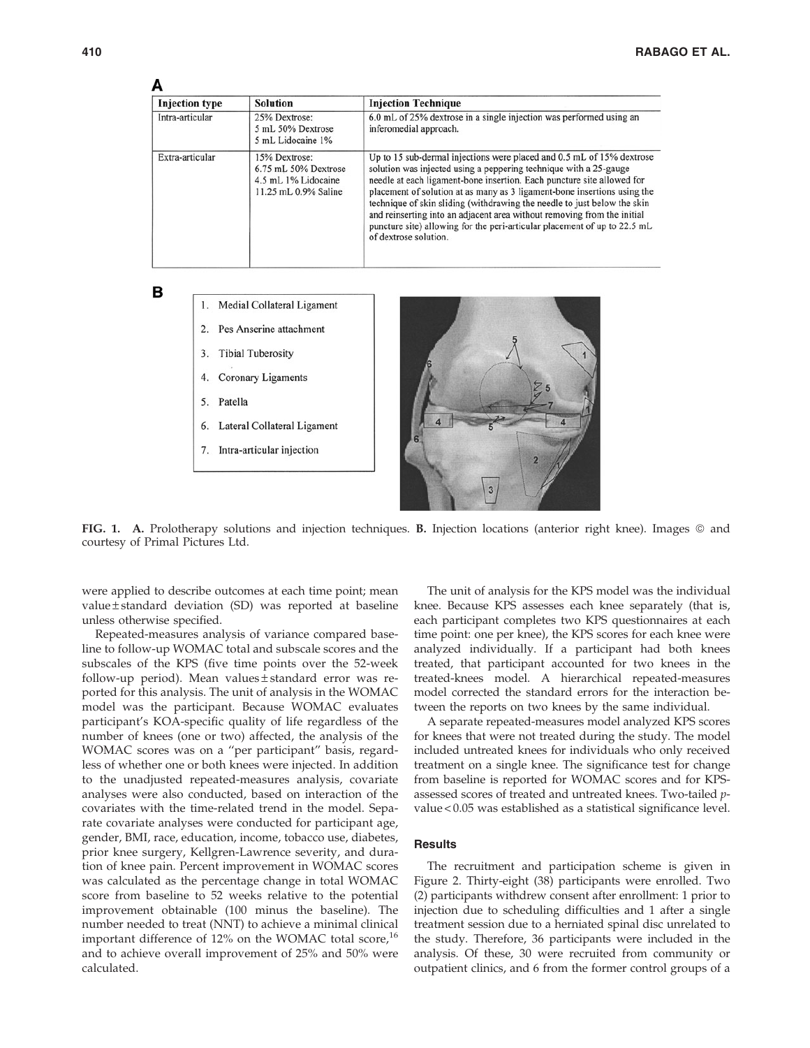**A**

| Injection type | Solution | Injection Technique |
|---|---|---|
| Intra-articular | 25% Dextrose: 5 mL 50% Dextrose 5 mL Lidocaine 1% | 6.0 mL of 25% dextrose in a single injection was performed using an inferomedial approach. |
| Extra-articular | 15% Dextrose: 6.75 mL 50% Dextrose 4.5 mL 1% Lidocaine 11.25 mL 0.9% Saline | Up to 15 sub-dermal injections were placed and 0.5 mL of 15% dextrose solution was injected using a peppering technique with a 25-gauge needle at each ligament-bone insertion. Each puncture site allowed for placement of solution at as many as 3 ligament-bone insertions using the technique of skin sliding (withdrawing the needle to just below the skin and reinserting into an adjacent area without removing from the initial puncture site) allowing for the peri-articular placement of up to 22.5 mL of dextrose solution. |

**B**

1. Medial Collateral Ligament
2. Pes Anserine attachment
3. Tibial Tuberosity
4. Coronary Ligaments
5. Patella
6. Lateral Collateral Ligament
7. Intra-articular injection

**FIG. 1.** **A.** Prolotherapy solutions and injection techniques. **B.** Injection locations (anterior right knee). Images © and courtesy of Primal Pictures Ltd.

were applied to describe outcomes at each time point; mean value ± standard deviation (SD) was reported at baseline unless otherwise specified.

Repeated-measures analysis of variance compared baseline to follow-up WOMAC total and subscale scores and the subscales of the KPS (five time points over the 52-week follow-up period). Mean values ± standard error was reported for this analysis. The unit of analysis in the WOMAC model was the participant. Because WOMAC evaluates participant's KOA-specific quality of life regardless of the number of knees (one or two) affected, the analysis of the WOMAC scores was on a "per participant" basis, regardless of whether one or both knees were injected. In addition to the unadjusted repeated-measures analysis, covariate analyses were also conducted, based on interaction of the covariates with the time-related trend in the model. Separate covariate analyses were conducted for participant age, gender, BMI, race, education, income, tobacco use, diabetes, prior knee surgery, Kellgren-Lawrence severity, and duration of knee pain. Percent improvement in WOMAC scores was calculated as the percentage change in total WOMAC score from baseline to 52 weeks relative to the potential improvement obtainable (100 minus the baseline). The number needed to treat (NNT) to achieve a minimal clinical important difference of 12% on the WOMAC total score,[16] and to achieve overall improvement of 25% and 50% were calculated.

The unit of analysis for the KPS model was the individual knee. Because KPS assesses each knee separately (that is, each participant completes two KPS questionnaires at each time point: one per knee), the KPS scores for each knee were analyzed individually. If a participant had both knees treated, that participant accounted for two knees in the treated-knees model. A hierarchical repeated-measures model corrected the standard errors for the interaction between the reports on two knees by the same individual.

A separate repeated-measures model analyzed KPS scores for knees that were not treated during the study. The model included untreated knees for individuals who only received treatment on a single knee. The significance test for change from baseline is reported for WOMAC scores and for KPS-assessed scores of treated and untreated knees. Two-tailed $p$-value $< 0.05$ was established as a statistical significance level.

### Results

The recruitment and participation scheme is given in Figure 2. Thirty-eight (38) participants were enrolled. Two (2) participants withdrew consent after enrollment: 1 prior to injection due to scheduling difficulties and 1 after a single treatment session due to a herniated spinal disc unrelated to the study. Therefore, 36 participants were included in the analysis. Of these, 30 were recruited from community or outpatient clinics, and 6 from the former control groups of a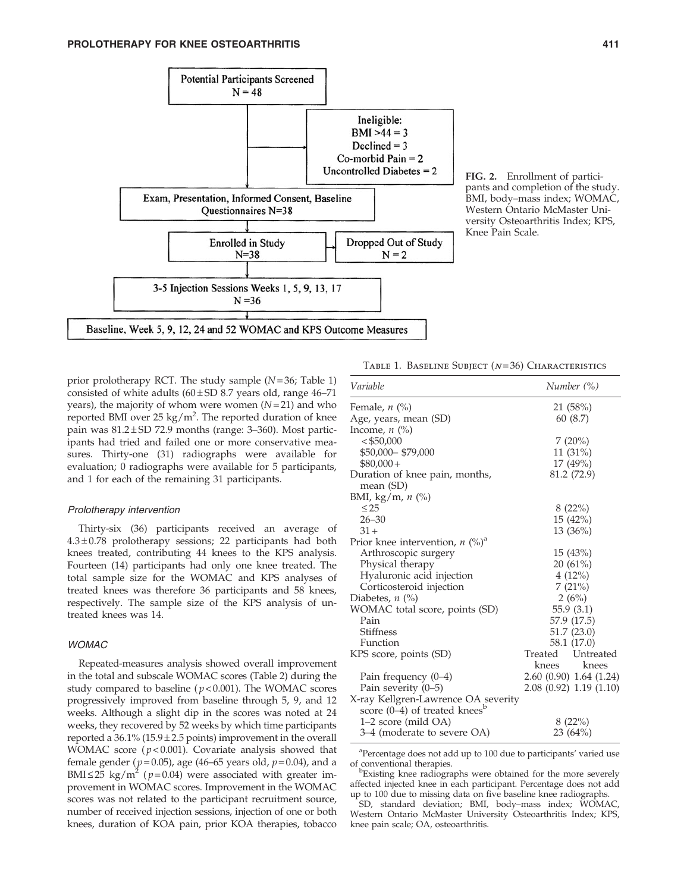Potential Participants Screened N = 48

Ineligible: BMI >44 = 3; Declined = 3; Co-morbid Pain = 2; Uncontrolled Diabetes = 2

Exam, Presentation, Informed Consent, Baseline Questionnaires N=38

Enrolled in Study N=38

Dropped Out of Study N = 2

3-5 Injection Sessions Weeks 1, 5, 9, 13, 17 N =36

Baseline, Week 5, 9, 12, 24 and 52 WOMAC and KPS Outcome Measures

**FIG. 2.** Enrollment of participants and completion of the study. BMI, body–mass index; WOMAC, Western Ontario McMaster University Osteoarthritis Index; KPS, Knee Pain Scale.

prior prolotherapy RCT. The study sample ($N=36$; Table 1) consisted of white adults (60 ± SD 8.7 years old, range 46–71 years), the majority of whom were women ($N=21$) and who reported BMI over 25 kg/m$^2$. The reported duration of knee pain was 81.2 ± SD 72.9 months (range: 3–360). Most participants had tried and failed one or more conservative measures. Thirty-one (31) radiographs were available for evaluation; 0 radiographs were available for 5 participants, and 1 for each of the remaining 31 participants.

### Prolotherapy intervention

Thirty-six (36) participants received an average of 4.3 ± 0.78 prolotherapy sessions; 22 participants had both knees treated, contributing 44 knees to the KPS analysis. Fourteen (14) participants had only one knee treated. The total sample size for the WOMAC and KPS analyses of treated knees was therefore 36 participants and 58 knees, respectively. The sample size of the KPS analysis of untreated knees was 14.

### WOMAC

Repeated-measures analysis showed overall improvement in the total and subscale WOMAC scores (Table 2) during the study compared to baseline ($p<0.001$). The WOMAC scores progressively improved from baseline through 5, 9, and 12 weeks. Although a slight dip in the scores was noted at 24 weeks, they recovered by 52 weeks by which time participants reported a 36.1% (15.9 ± 2.5 points) improvement in the overall WOMAC score ($p<0.001$). Covariate analysis showed that female gender ($p=0.05$), age (46–65 years old, $p=0.04$), and a BMI ≤ 25 kg/m$^2$ ($p=0.04$) were associated with greater improvement in WOMAC scores. Improvement in the WOMAC scores was not related to the participant recruitment source, number of received injection sessions, injection of one or both knees, duration of KOA pain, prior KOA therapies, tobacco

Table 1. Baseline Subject ($N=36$) Characteristics

| Variable | Number (%) | |
|---|---|---|
| Female, *n* (%) | 21 (58%) | |
| Age, years, mean (SD) | 60 (8.7) | |
| Income, *n* (%) | | |
| < $50,000 | 7 (20%) | |
| $50,000– $79,000 | 11 (31%) | |
| $80,000+ | 17 (49%) | |
| Duration of knee pain, months, mean (SD) | 81.2 (72.9) | |
| BMI, kg/m, *n* (%) | | |
| ≤25 | 8 (22%) | |
| 26–30 | 15 (42%) | |
| 31+ | 13 (36%) | |
| Prior knee intervention, *n* (%)[a] | | |
| Arthroscopic surgery | 15 (43%) | |
| Physical therapy | 20 (61%) | |
| Hyaluronic acid injection | 4 (12%) | |
| Corticosteroid injection | 7 (21%) | |
| Diabetes, *n* (%) | 2 (6%) | |
| WOMAC total score, points (SD) | 55.9 (3.1) | |
| Pain | 57.9 (17.5) | |
| Stiffness | 51.7 (23.0) | |
| Function | 58.1 (17.0) | |
| KPS score, points (SD) | Treated knees | Untreated knees |
| Pain frequency (0–4) | 2.60 (0.90) | 1.64 (1.24) |
| Pain severity (0–5) | 2.08 (0.92) | 1.19 (1.10) |
| X-ray Kellgren-Lawrence OA severity score (0–4) of treated knees[b] | | |
| 1–2 score (mild OA) | 8 (22%) | |
| 3–4 (moderate to severe OA) | 23 (64%) | |

[a]Percentage does not add up to 100 due to participants' varied use of conventional therapies.

[b]Existing knee radiographs were obtained for the more severely affected injected knee in each participant. Percentage does not add up to 100 due to missing data on five baseline knee radiographs.

SD, standard deviation; BMI, body–mass index; WOMAC, Western Ontario McMaster University Osteoarthritis Index; KPS, knee pain scale; OA, osteoarthritis.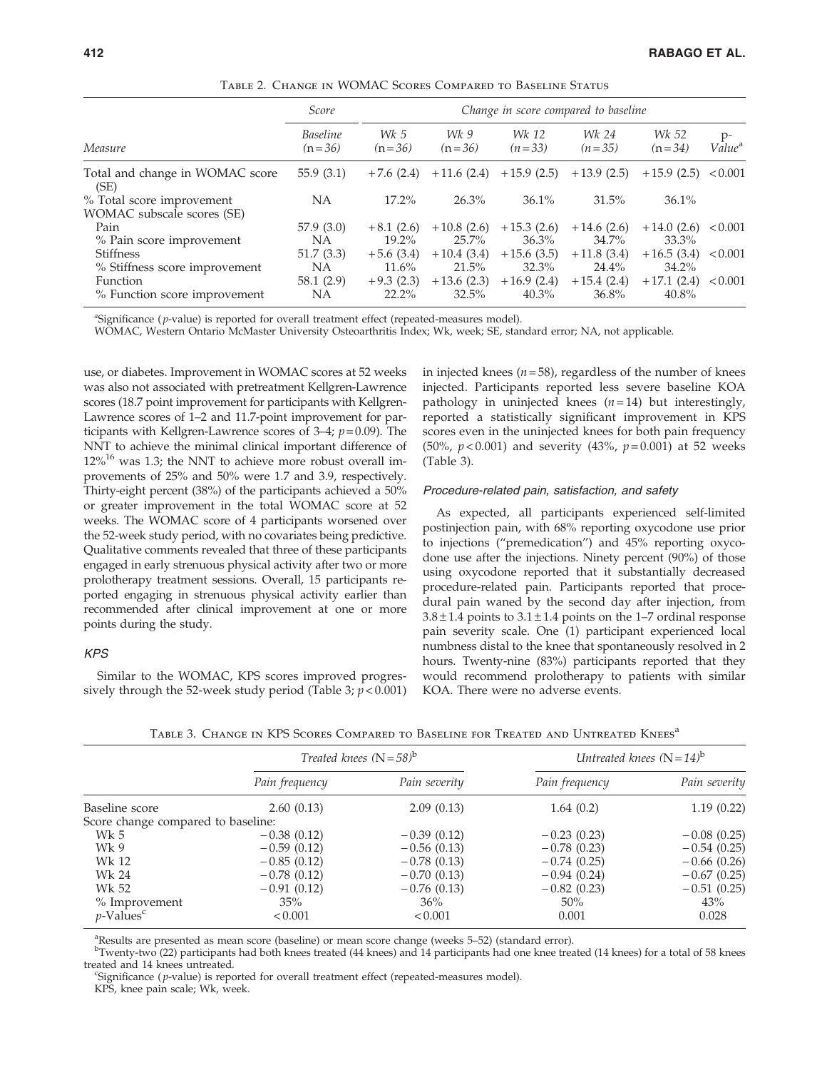Table 2. Change in WOMAC Scores Compared to Baseline Status

| Measure | Score: Baseline (n=36) | Change in score compared to baseline: Wk 5 (n=36) | Wk 9 (n=36) | Wk 12 (n=33) | Wk 24 (n=35) | Wk 52 (n=34) | p-Value[a] |
|---|---|---|---|---|---|---|---|
| Total and change in WOMAC score (SE) | 55.9 (3.1) | +7.6 (2.4) | +11.6 (2.4) | +15.9 (2.5) | +13.9 (2.5) | +15.9 (2.5) | <0.001 |
| % Total score improvement | NA | 17.2% | 26.3% | 36.1% | 31.5% | 36.1% | |
| WOMAC subscale scores (SE) | | | | | | | |
| Pain | 57.9 (3.0) | +8.1 (2.6) | +10.8 (2.6) | +15.3 (2.6) | +14.6 (2.6) | +14.0 (2.6) | <0.001 |
| % Pain score improvement | NA | 19.2% | 25.7% | 36.3% | 34.7% | 33.3% | |
| Stiffness | 51.7 (3.3) | +5.6 (3.4) | +10.4 (3.4) | +15.6 (3.5) | +11.8 (3.4) | +16.5 (3.4) | <0.001 |
| % Stiffness score improvement | NA | 11.6% | 21.5% | 32.3% | 24.4% | 34.2% | |
| Function | 58.1 (2.9) | +9.3 (2.3) | +13.6 (2.3) | +16.9 (2.4) | +15.4 (2.4) | +17.1 (2.4) | <0.001 |
| % Function score improvement | NA | 22.2% | 32.5% | 40.3% | 36.8% | 40.8% | |

[a]Significance (*p*-value) is reported for overall treatment effect (repeated-measures model).
WOMAC, Western Ontario McMaster University Osteoarthritis Index; Wk, week; SE, standard error; NA, not applicable.

use, or diabetes. Improvement in WOMAC scores at 52 weeks was also not associated with pretreatment Kellgren-Lawrence scores (18.7 point improvement for participants with Kellgren-Lawrence scores of 1–2 and 11.7-point improvement for participants with Kellgren-Lawrence scores of 3–4; $p=0.09$). The NNT to achieve the minimal clinical important difference of 12%[16] was 1.3; the NNT to achieve more robust overall improvements of 25% and 50% were 1.7 and 3.9, respectively. Thirty-eight percent (38%) of the participants achieved a 50% or greater improvement in the total WOMAC score at 52 weeks. The WOMAC score of 4 participants worsened over the 52-week study period, with no covariates being predictive. Qualitative comments revealed that three of these participants engaged in early strenuous physical activity after two or more prolotherapy treatment sessions. Overall, 15 participants reported engaging in strenuous physical activity earlier than recommended after clinical improvement at one or more points during the study.

### *KPS*

Similar to the WOMAC, KPS scores improved progressively through the 52-week study period (Table 3; $p<0.001$) in injected knees ($n=58$), regardless of the number of knees injected. Participants reported less severe baseline KOA pathology in uninjected knees ($n=14$) but interestingly, reported a statistically significant improvement in KPS scores even in the uninjected knees for both pain frequency (50%, $p<0.001$) and severity (43%, $p=0.001$) at 52 weeks (Table 3).

### *Procedure-related pain, satisfaction, and safety*

As expected, all participants experienced self-limited postinjection pain, with 68% reporting oxycodone use prior to injections ("premedication") and 45% reporting oxycodone use after the injections. Ninety percent (90%) of those using oxycodone reported that it substantially decreased procedure-related pain. Participants reported that procedural pain waned by the second day after injection, from $3.8\pm1.4$ points to $3.1\pm1.4$ points on the 1–7 ordinal response pain severity scale. One (1) participant experienced local numbness distal to the knee that spontaneously resolved in 2 hours. Twenty-nine (83%) participants reported that they would recommend prolotherapy to patients with similar KOA. There were no adverse events.

Table 3. Change in KPS Scores Compared to Baseline for Treated and Untreated Knees[a]

| | Treated knees (N=58)[b] | | Untreated knees (N=14)[b] | |
|---|---|---|---|---|
| | Pain frequency | Pain severity | Pain frequency | Pain severity |
| Baseline score | 2.60 (0.13) | 2.09 (0.13) | 1.64 (0.2) | 1.19 (0.22) |
| Score change compared to baseline: | | | | |
| Wk 5 | −0.38 (0.12) | −0.39 (0.12) | −0.23 (0.23) | −0.08 (0.25) |
| Wk 9 | −0.59 (0.12) | −0.56 (0.13) | −0.78 (0.23) | −0.54 (0.25) |
| Wk 12 | −0.85 (0.12) | −0.78 (0.13) | −0.74 (0.25) | −0.66 (0.26) |
| Wk 24 | −0.78 (0.12) | −0.70 (0.13) | −0.94 (0.24) | −0.67 (0.25) |
| Wk 52 | −0.91 (0.12) | −0.76 (0.13) | −0.82 (0.23) | −0.51 (0.25) |
| % Improvement | 35% | 36% | 50% | 43% |
| *p*-Values[c] | <0.001 | <0.001 | 0.001 | 0.028 |

[a]Results are presented as mean score (baseline) or mean score change (weeks 5–52) (standard error).
[b]Twenty-two (22) participants had both knees treated (44 knees) and 14 participants had one knee treated (14 knees) for a total of 58 knees treated and 14 knees untreated.
[c]Significance (*p*-value) is reported for overall treatment effect (repeated-measures model).
KPS, knee pain scale; Wk, week.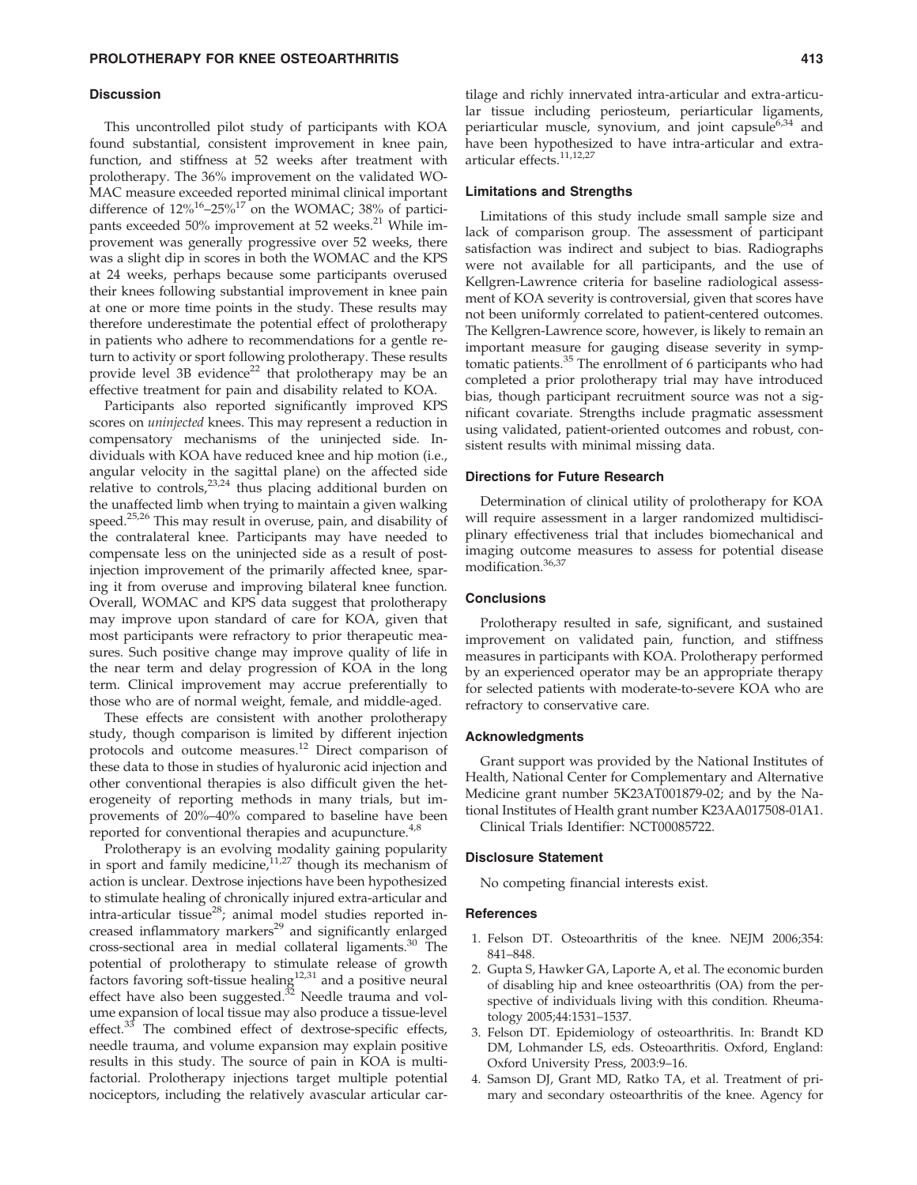### Discussion

This uncontrolled pilot study of participants with KOA found substantial, consistent improvement in knee pain, function, and stiffness at 52 weeks after treatment with prolotherapy. The 36% improvement on the validated WOMAC measure exceeded reported minimal clinical important difference of 12%[16]–25%[17] on the WOMAC; 38% of participants exceeded 50% improvement at 52 weeks.[21] While improvement was generally progressive over 52 weeks, there was a slight dip in scores in both the WOMAC and the KPS at 24 weeks, perhaps because some participants overused their knees following substantial improvement in knee pain at one or more time points in the study. These results may therefore underestimate the potential effect of prolotherapy in patients who adhere to recommendations for a gentle return to activity or sport following prolotherapy. These results provide level 3B evidence[22] that prolotherapy may be an effective treatment for pain and disability related to KOA.

Participants also reported significantly improved KPS scores on *uninjected* knees. This may represent a reduction in compensatory mechanisms of the uninjected side. Individuals with KOA have reduced knee and hip motion (i.e., angular velocity in the sagittal plane) on the affected side relative to controls,[23,24] thus placing additional burden on the unaffected limb when trying to maintain a given walking speed.[25,26] This may result in overuse, pain, and disability of the contralateral knee. Participants may have needed to compensate less on the uninjected side as a result of post-injection improvement of the primarily affected knee, sparing it from overuse and improving bilateral knee function. Overall, WOMAC and KPS data suggest that prolotherapy may improve upon standard of care for KOA, given that most participants were refractory to prior therapeutic measures. Such positive change may improve quality of life in the near term and delay progression of KOA in the long term. Clinical improvement may accrue preferentially to those who are of normal weight, female, and middle-aged.

These effects are consistent with another prolotherapy study, though comparison is limited by different injection protocols and outcome measures.[12] Direct comparison of these data to those in studies of hyaluronic acid injection and other conventional therapies is also difficult given the heterogeneity of reporting methods in many trials, but improvements of 20%–40% compared to baseline have been reported for conventional therapies and acupuncture.[4,8]

Prolotherapy is an evolving modality gaining popularity in sport and family medicine,[11,27] though its mechanism of action is unclear. Dextrose injections have been hypothesized to stimulate healing of chronically injured extra-articular and intra-articular tissue[28]; animal model studies reported increased inflammatory markers[29] and significantly enlarged cross-sectional area in medial collateral ligaments.[30] The potential of prolotherapy to stimulate release of growth factors favoring soft-tissue healing[12,31] and a positive neural effect have also been suggested.[32] Needle trauma and volume expansion of local tissue may also produce a tissue-level effect.[33] The combined effect of dextrose-specific effects, needle trauma, and volume expansion may explain positive results in this study. The source of pain in KOA is multifactorial. Prolotherapy injections target multiple potential nociceptors, including the relatively avascular articular cartilage and richly innervated intra-articular and extra-articular tissue including periosteum, periarticular ligaments, periarticular muscle, synovium, and joint capsule[6,34] and have been hypothesized to have intra-articular and extra-articular effects.[11,12,27]

### Limitations and Strengths

Limitations of this study include small sample size and lack of comparison group. The assessment of participant satisfaction was indirect and subject to bias. Radiographs were not available for all participants, and the use of Kellgren-Lawrence criteria for baseline radiological assessment of KOA severity is controversial, given that scores have not been uniformly correlated to patient-centered outcomes. The Kellgren-Lawrence score, however, is likely to remain an important measure for gauging disease severity in symptomatic patients.[35] The enrollment of 6 participants who had completed a prior prolotherapy trial may have introduced bias, though participant recruitment source was not a significant covariate. Strengths include pragmatic assessment using validated, patient-oriented outcomes and robust, consistent results with minimal missing data.

### Directions for Future Research

Determination of clinical utility of prolotherapy for KOA will require assessment in a larger randomized multidisciplinary effectiveness trial that includes biomechanical and imaging outcome measures to assess for potential disease modification.[36,37]

### Conclusions

Prolotherapy resulted in safe, significant, and sustained improvement on validated pain, function, and stiffness measures in participants with KOA. Prolotherapy performed by an experienced operator may be an appropriate therapy for selected patients with moderate-to-severe KOA who are refractory to conservative care.

### Acknowledgments

Grant support was provided by the National Institutes of Health, National Center for Complementary and Alternative Medicine grant number 5K23AT001879-02; and by the National Institutes of Health grant number K23AA017508-01A1.

Clinical Trials Identifier: NCT00085722.

### Disclosure Statement

No competing financial interests exist.

### References

1. Felson DT. Osteoarthritis of the knee. NEJM 2006;354: 841–848.
2. Gupta S, Hawker GA, Laporte A, et al. The economic burden of disabling hip and knee osteoarthritis (OA) from the perspective of individuals living with this condition. Rheumatology 2005;44:1531–1537.
3. Felson DT. Epidemiology of osteoarthritis. In: Brandt KD DM, Lohmander LS, eds. Osteoarthritis. Oxford, England: Oxford University Press, 2003:9–16.
4. Samson DJ, Grant MD, Ratko TA, et al. Treatment of primary and secondary osteoarthritis of the knee. Agency for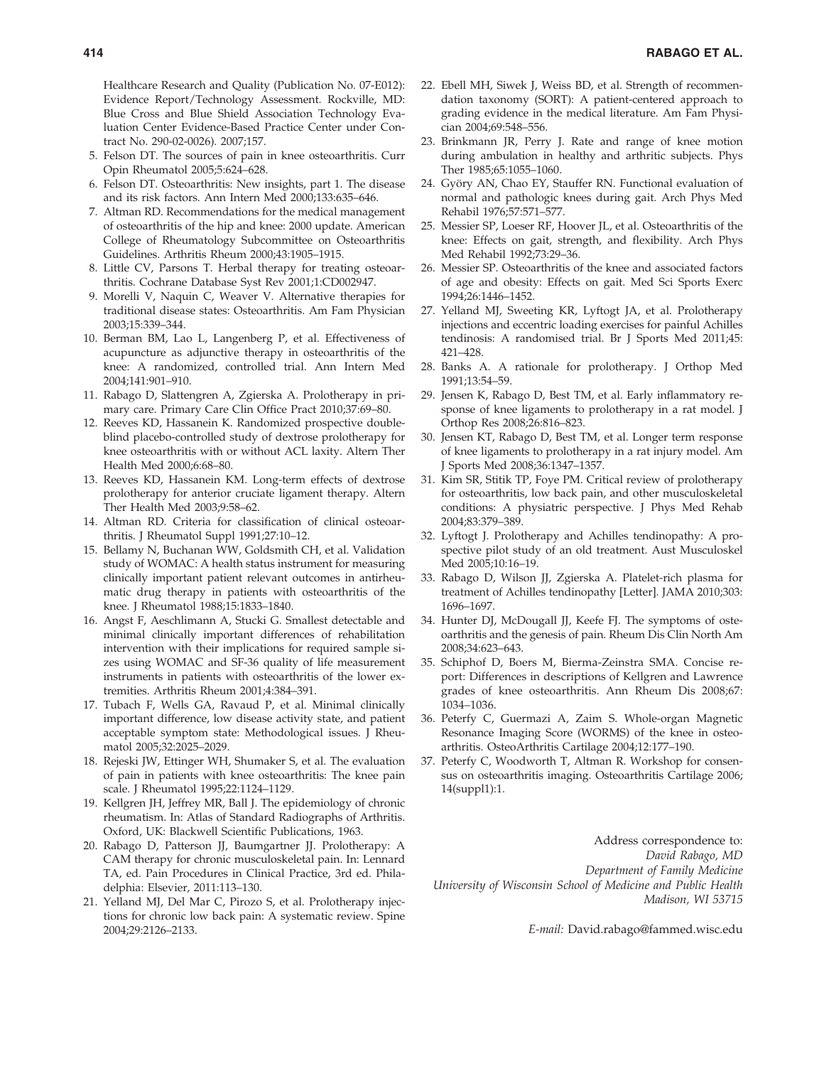Healthcare Research and Quality (Publication No. 07-E012): Evidence Report/Technology Assessment. Rockville, MD: Blue Cross and Blue Shield Association Technology Evaluation Center Evidence-Based Practice Center under Contract No. 290-02-0026). 2007;157.

5. Felson DT. The sources of pain in knee osteoarthritis. Curr Opin Rheumatol 2005;5:624–628.
6. Felson DT. Osteoarthritis: New insights, part 1. The disease and its risk factors. Ann Intern Med 2000;133:635–646.
7. Altman RD. Recommendations for the medical management of osteoarthritis of the hip and knee: 2000 update. American College of Rheumatology Subcommittee on Osteoarthritis Guidelines. Arthritis Rheum 2000;43:1905–1915.
8. Little CV, Parsons T. Herbal therapy for treating osteoarthritis. Cochrane Database Syst Rev 2001;1:CD002947.
9. Morelli V, Naquin C, Weaver V. Alternative therapies for traditional disease states: Osteoarthritis. Am Fam Physician 2003;15:339–344.
10. Berman BM, Lao L, Langenberg P, et al. Effectiveness of acupuncture as adjunctive therapy in osteoarthritis of the knee: A randomized, controlled trial. Ann Intern Med 2004;141:901–910.
11. Rabago D, Slattengren A, Zgierska A. Prolotherapy in primary care. Primary Care Clin Office Pract 2010;37:69–80.
12. Reeves KD, Hassanein K. Randomized prospective double-blind placebo-controlled study of dextrose prolotherapy for knee osteoarthritis with or without ACL laxity. Altern Ther Health Med 2000;6:68–80.
13. Reeves KD, Hassanein KM. Long-term effects of dextrose prolotherapy for anterior cruciate ligament therapy. Altern Ther Health Med 2003;9:58–62.
14. Altman RD. Criteria for classification of clinical osteoarthritis. J Rheumatol Suppl 1991;27:10–12.
15. Bellamy N, Buchanan WW, Goldsmith CH, et al. Validation study of WOMAC: A health status instrument for measuring clinically important patient relevant outcomes in antirheumatic drug therapy in patients with osteoarthritis of the knee. J Rheumatol 1988;15:1833–1840.
16. Angst F, Aeschlimann A, Stucki G. Smallest detectable and minimal clinically important differences of rehabilitation intervention with their implications for required sample sizes using WOMAC and SF-36 quality of life measurement instruments in patients with osteoarthritis of the lower extremities. Arthritis Rheum 2001;4:384–391.
17. Tubach F, Wells GA, Ravaud P, et al. Minimal clinically important difference, low disease activity state, and patient acceptable symptom state: Methodological issues. J Rheumatol 2005;32:2025–2029.
18. Rejeski JW, Ettinger WH, Shumaker S, et al. The evaluation of pain in patients with knee osteoarthritis: The knee pain scale. J Rheumatol 1995;22:1124–1129.
19. Kellgren JH, Jeffrey MR, Ball J. The epidemiology of chronic rheumatism. In: Atlas of Standard Radiographs of Arthritis. Oxford, UK: Blackwell Scientific Publications, 1963.
20. Rabago D, Patterson JJ, Baumgartner JJ. Prolotherapy: A CAM therapy for chronic musculoskeletal pain. In: Lennard TA, ed. Pain Procedures in Clinical Practice, 3rd ed. Philadelphia: Elsevier, 2011:113–130.
21. Yelland MJ, Del Mar C, Pirozo S, et al. Prolotherapy injections for chronic low back pain: A systematic review. Spine 2004;29:2126–2133.
22. Ebell MH, Siwek J, Weiss BD, et al. Strength of recommendation taxonomy (SORT): A patient-centered approach to grading evidence in the medical literature. Am Fam Physician 2004;69:548–556.
23. Brinkmann JR, Perry J. Rate and range of knee motion during ambulation in healthy and arthritic subjects. Phys Ther 1985;65:1055–1060.
24. Györy AN, Chao EY, Stauffer RN. Functional evaluation of normal and pathologic knees during gait. Arch Phys Med Rehabil 1976;57:571–577.
25. Messier SP, Loeser RF, Hoover JL, et al. Osteoarthritis of the knee: Effects on gait, strength, and flexibility. Arch Phys Med Rehabil 1992;73:29–36.
26. Messier SP. Osteoarthritis of the knee and associated factors of age and obesity: Effects on gait. Med Sci Sports Exerc 1994;26:1446–1452.
27. Yelland MJ, Sweeting KR, Lyftogt JA, et al. Prolotherapy injections and eccentric loading exercises for painful Achilles tendinosis: A randomised trial. Br J Sports Med 2011;45: 421–428.
28. Banks A. A rationale for prolotherapy. J Orthop Med 1991;13:54–59.
29. Jensen K, Rabago D, Best TM, et al. Early inflammatory response of knee ligaments to prolotherapy in a rat model. J Orthop Res 2008;26:816–823.
30. Jensen KT, Rabago D, Best TM, et al. Longer term response of knee ligaments to prolotherapy in a rat injury model. Am J Sports Med 2008;36:1347–1357.
31. Kim SR, Stitik TP, Foye PM. Critical review of prolotherapy for osteoarthritis, low back pain, and other musculoskeletal conditions: A physiatric perspective. J Phys Med Rehab 2004;83:379–389.
32. Lyftogt J. Prolotherapy and Achilles tendinopathy: A prospective pilot study of an old treatment. Aust Musculoskel Med 2005;10:16–19.
33. Rabago D, Wilson JJ, Zgierska A. Platelet-rich plasma for treatment of Achilles tendinopathy [Letter]. JAMA 2010;303: 1696–1697.
34. Hunter DJ, McDougall JJ, Keefe FJ. The symptoms of osteoarthritis and the genesis of pain. Rheum Dis Clin North Am 2008;34:623–643.
35. Schiphof D, Boers M, Bierma-Zeinstra SMA. Concise report: Differences in descriptions of Kellgren and Lawrence grades of knee osteoarthritis. Ann Rheum Dis 2008;67: 1034–1036.
36. Peterfy C, Guermazi A, Zaim S. Whole-organ Magnetic Resonance Imaging Score (WORMS) of the knee in osteoarthritis. OsteoArthritis Cartilage 2004;12:177–190.
37. Peterfy C, Woodworth T, Altman R. Workshop for consensus on osteoarthritis imaging. Osteoarthritis Cartilage 2006; 14(suppl1):1.

Address correspondence to:
*David Rabago, MD*
*Department of Family Medicine*
*University of Wisconsin School of Medicine and Public Health*
*Madison, WI 53715*

*E-mail:* David.rabago@fammed.wisc.edu